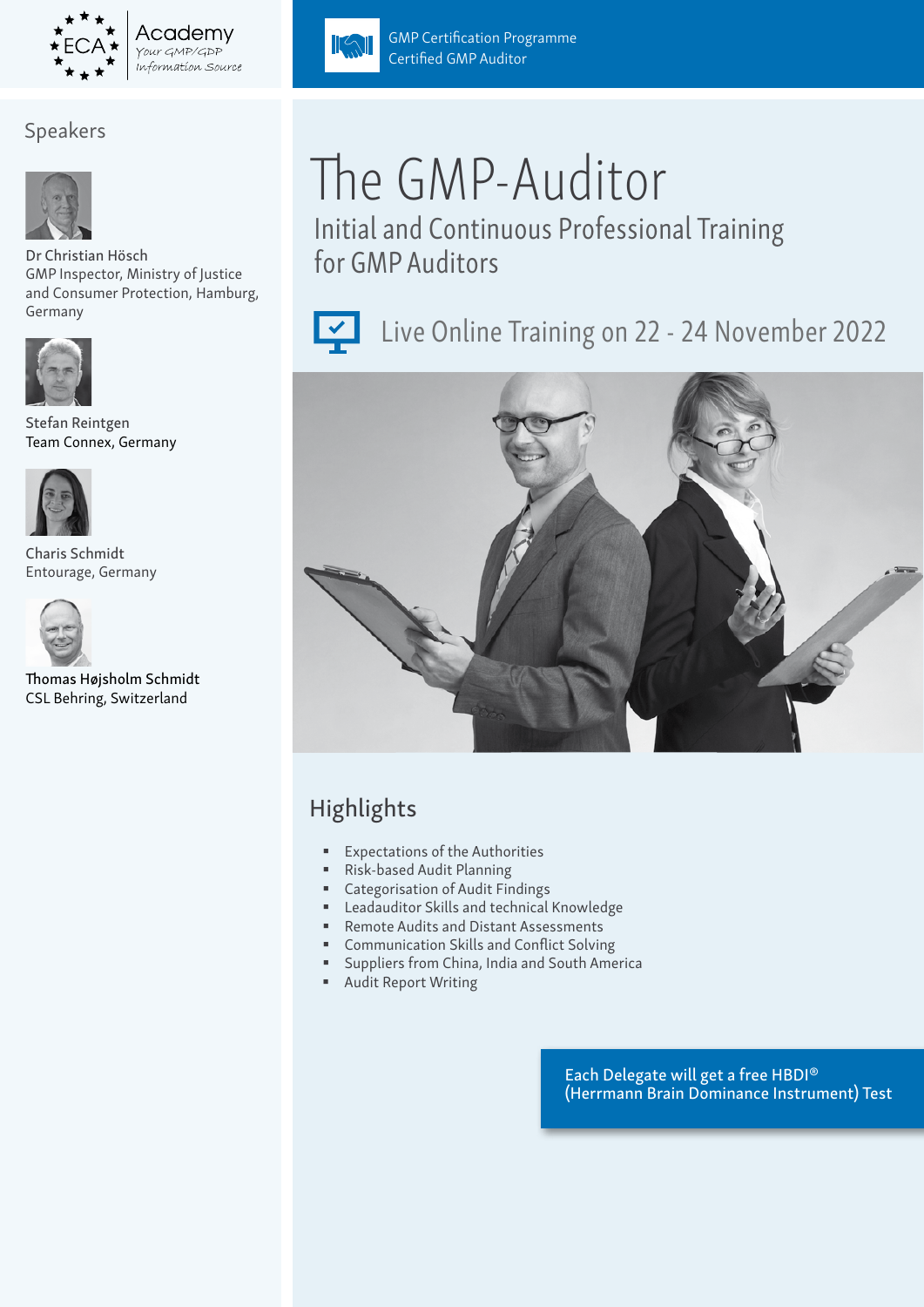ECA Academy – Your GMP/GDP Information Source

GMP Certification Programme
Certified GMP Auditor

# The GMP-Auditor

## Initial and Continuous Professional Training for GMP Auditors

Live Online Training on 22 - 24 November 2022

## Speakers

Dr Christian Hösch
GMP Inspector, Ministry of Justice and Consumer Protection, Hamburg, Germany

Stefan Reintgen
Team Connex, Germany

Charis Schmidt
Entourage, Germany

Thomas Højsholm Schmidt
CSL Behring, Switzerland

## Highlights

- Expectations of the Authorities
- Risk-based Audit Planning
- Categorisation of Audit Findings
- Leadauditor Skills and technical Knowledge
- Remote Audits and Distant Assessments
- Communication Skills and Conflict Solving
- Suppliers from China, India and South America
- Audit Report Writing

Each Delegate will get a free HBDI® (Herrmann Brain Dominance Instrument) Test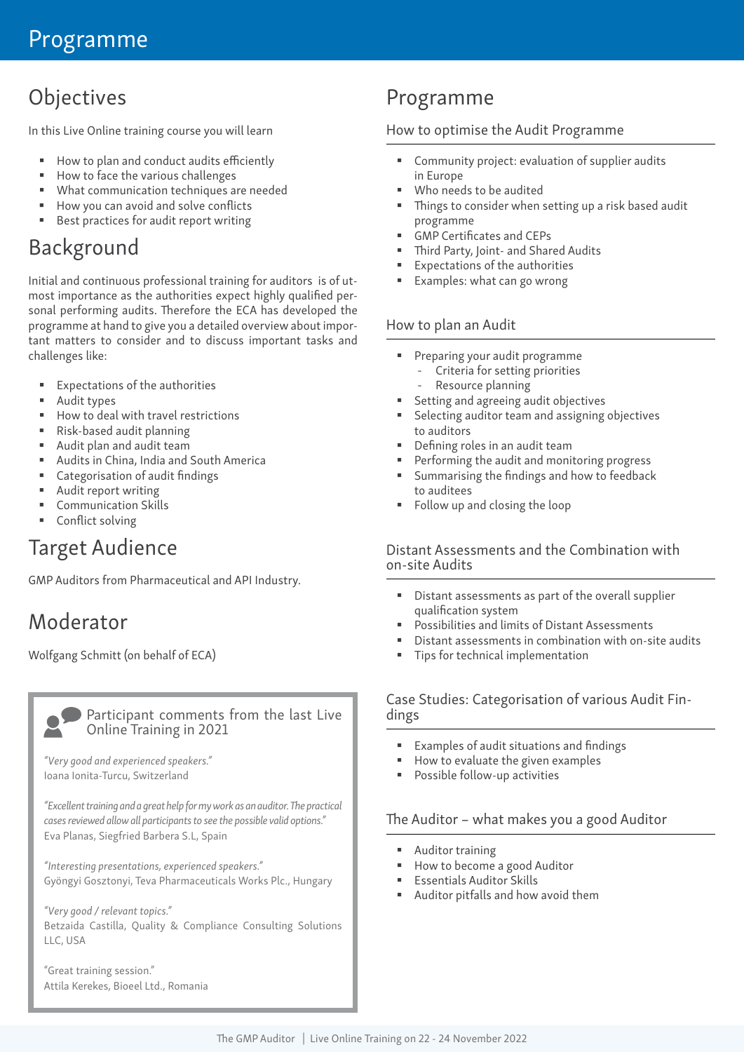# Programme

## Objectives

In this Live Online training course you will learn

- How to plan and conduct audits efficiently
- How to face the various challenges
- What communication techniques are needed
- How you can avoid and solve conflicts
- Best practices for audit report writing

## Background

Initial and continuous professional training for auditors is of utmost importance as the authorities expect highly qualified personal performing audits. Therefore the ECA has developed the programme at hand to give you a detailed overview about important matters to consider and to discuss important tasks and challenges like:

- Expectations of the authorities
- Audit types
- How to deal with travel restrictions
- Risk-based audit planning
- Audit plan and audit team
- Audits in China, India and South America
- Categorisation of audit findings
- Audit report writing
- Communication Skills
- Conflict solving

## Target Audience

GMP Auditors from Pharmaceutical and API Industry.

## Moderator

Wolfgang Schmitt (on behalf of ECA)

### Participant comments from the last Live Online Training in 2021

*"Very good and experienced speakers."*
Ioana Ionita-Turcu, Switzerland

*"Excellent training and a great help for my work as an auditor. The practical cases reviewed allow all participants to see the possible valid options."*
Eva Planas, Siegfried Barbera S.L, Spain

*"Interesting presentations, experienced speakers."*
Gyöngyi Gosztonyi, Teva Pharmaceuticals Works Plc., Hungary

*"Very good / relevant topics."*
Betzaida Castilla, Quality & Compliance Consulting Solutions LLC, USA

"Great training session."
Attila Kerekes, Bioeel Ltd., Romania

## Programme

### How to optimise the Audit Programme

- Community project: evaluation of supplier audits in Europe
- Who needs to be audited
- Things to consider when setting up a risk based audit programme
- GMP Certificates and CEPs
- Third Party, Joint- and Shared Audits
- Expectations of the authorities
- Examples: what can go wrong

### How to plan an Audit

- Preparing your audit programme
  - Criteria for setting priorities
  - Resource planning
- Setting and agreeing audit objectives
- Selecting auditor team and assigning objectives to auditors
- Defining roles in an audit team
- Performing the audit and monitoring progress
- Summarising the findings and how to feedback to auditees
- Follow up and closing the loop

### Distant Assessments and the Combination with on-site Audits

- Distant assessments as part of the overall supplier qualification system
- Possibilities and limits of Distant Assessments
- Distant assessments in combination with on-site audits
- Tips for technical implementation

### Case Studies: Categorisation of various Audit Findings

- Examples of audit situations and findings
- How to evaluate the given examples
- Possible follow-up activities

### The Auditor – what makes you a good Auditor

- Auditor training
- How to become a good Auditor
- Essentials Auditor Skills
- Auditor pitfalls and how avoid them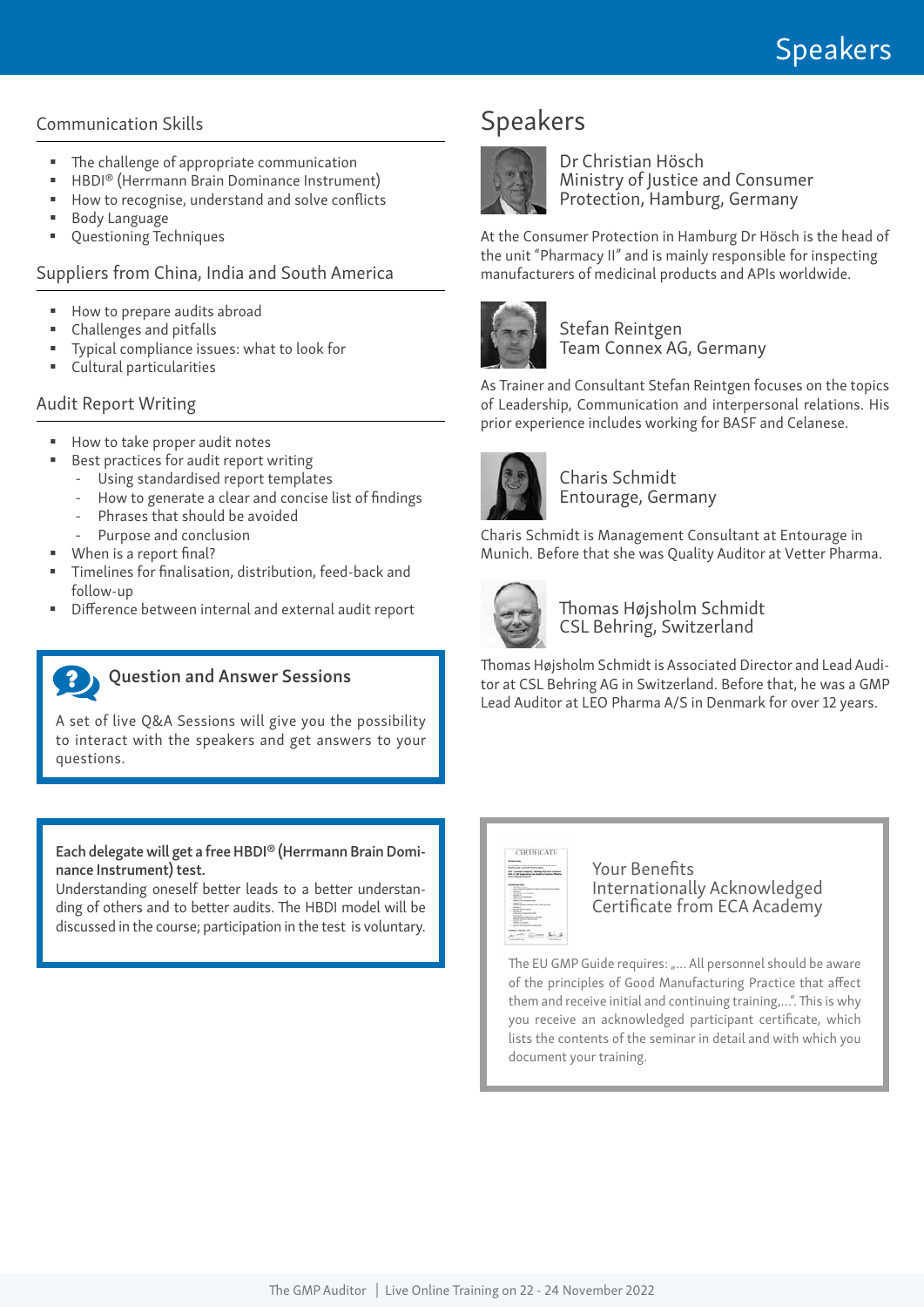### Communication Skills

- The challenge of appropriate communication
- HBDI® (Herrmann Brain Dominance Instrument)
- How to recognise, understand and solve conflicts
- Body Language
- Questioning Techniques

### Suppliers from China, India and South America

- How to prepare audits abroad
- Challenges and pitfalls
- Typical compliance issues: what to look for
- Cultural particularities

### Audit Report Writing

- How to take proper audit notes
- Best practices for audit report writing
  - Using standardised report templates
  - How to generate a clear and concise list of findings
  - Phrases that should be avoided
  - Purpose and conclusion
- When is a report final?
- Timelines for finalisation, distribution, feed-back and follow-up
- Difference between internal and external audit report

### Question and Answer Sessions

A set of live Q&A Sessions will give you the possibility to interact with the speakers and get answers to your questions.

**Each delegate will get a free HBDI® (Herrmann Brain Dominance Instrument) test.**
Understanding oneself better leads to a better understanding of others and to better audits. The HBDI model will be discussed in the course; participation in the test is voluntary.

## Speakers

**Dr Christian Hösch**
Ministry of Justice and Consumer Protection, Hamburg, Germany

At the Consumer Protection in Hamburg Dr Hösch is the head of the unit "Pharmacy II" and is mainly responsible for inspecting manufacturers of medicinal products and APIs worldwide.

**Stefan Reintgen**
Team Connex AG, Germany

As Trainer and Consultant Stefan Reintgen focuses on the topics of Leadership, Communication and interpersonal relations. His prior experience includes working for BASF and Celanese.

**Charis Schmidt**
Entourage, Germany

Charis Schmidt is Management Consultant at Entourage in Munich. Before that she was Quality Auditor at Vetter Pharma.

**Thomas Højsholm Schmidt**
CSL Behring, Switzerland

Thomas Højsholm Schmidt is Associated Director and Lead Auditor at CSL Behring AG in Switzerland. Before that, he was a GMP Lead Auditor at LEO Pharma A/S in Denmark for over 12 years.

### Your Benefits
Internationally Acknowledged Certificate from ECA Academy

The EU GMP Guide requires: „… All personnel should be aware of the principles of Good Manufacturing Practice that affect them and receive initial and continuing training,…". This is why you receive an acknowledged participant certificate, which lists the contents of the seminar in detail and with which you document your training.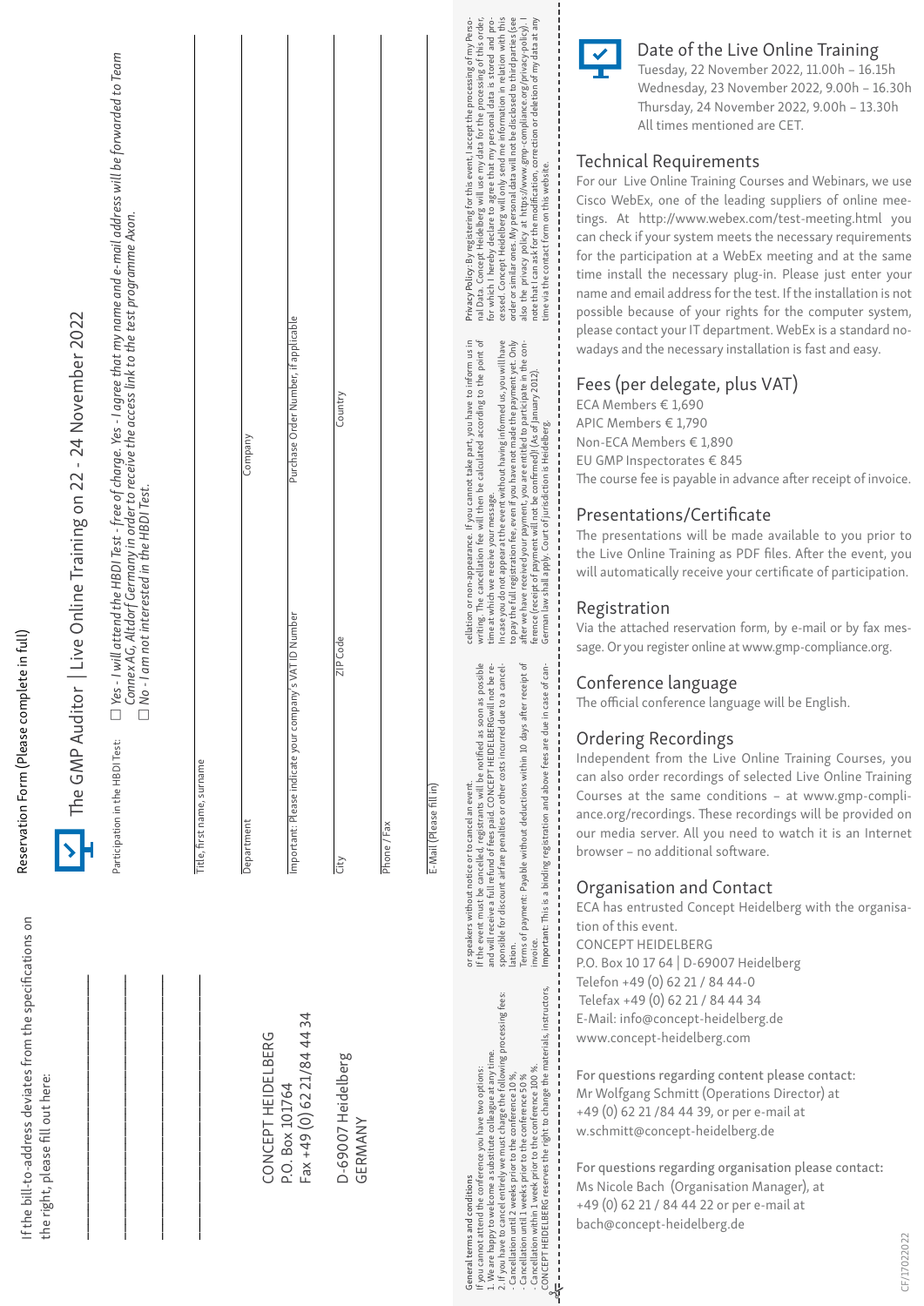If the bill-to-address deviates from the specifications on the right, please fill out here:

CONCEPT HEIDELBERG
P.O. Box 101764
Fax +49 (0) 62 21/84 44 34

D-69007 Heidelberg
GERMANY

## Reservation Form (Please complete in full)

### The GMP Auditor | Live Online Training on 22 - 24 November 2022

Participation in the HBDI Test:

☐ *Yes - I will attend the HBDI Test - free of charge. Yes - I agree that my name and e-mail address will be forwarded to Team Connex AG, Altdorf Germany in order to receive the access link to the test programme Axon.*

☐ *No - I am not interested in the HBDI Test.*

Title, first name, surname

Department | Company

Important: Please indicate your company's VAT ID Number | Purchase Order Number, if applicable

City | ZIP Code | Country

Phone / Fax

E-Mail (Please fill in)

General terms and conditions
If you cannot attend the conference you have two options:
1. We are happy to welcome a substitute colleague at any time.
2. If you have to cancel entirely we must charge the following processing fees:
- Cancellation until 2 weeks prior to the conference 10 %,
- Cancellation until 1 weeks prior to the conference 50 %
- Cancellation within 1 week prior to the conference 100 %.
CONCEPT HEIDELBERG reserves the right to change the materials, instructors, or speakers without notice or to cancel an event.
If the event must be cancelled, registrants will be notified as soon as possible and will receive a full refund of fees paid. CONCEPT HEIDELBERGwill not be responsible for discount airfare penalties or other costs incurred due to a cancellation.
Terms of payment: Payable without deductions within 10 days after receipt of invoice.
Important: This is a binding registration and above fees are due in case of cancellation or non-appearance. If you cannot take part, you have to inform us in writing. The cancellation fee will then be calculated according to the point of time at which we receive your message.
In case you do not appear at the event without having informed us, you will have to pay the full registration fee, even if you have not made the payment yet. Only after we have received your payment, you are entitled to participate in the conference (receipt of payment will not be confirmed)! (As of January 2012).
German law shall apply. Court of jurisdiction is Heidelberg.

Privacy Policy: By registering for this event, I accept the processing of my Personal Data. Concept Heidelberg will use my data for the processing of this order, for which I hereby declare to agree that my personal data is stored and processed. Concept Heidelberg will only send me information in relation with this order or similar ones. My personal data will not be disclosed to third parties (see also the privacy policy at https://www.gmp-compliance.org/privacy-policy). I note that I can ask for the modification, correction or deletion of my data at any time via the contact form on this website.

## Date of the Live Online Training

Tuesday, 22 November 2022, 11.00h – 16.15h
Wednesday, 23 November 2022, 9.00h – 16.30h
Thursday, 24 November 2022, 9.00h – 13.30h
All times mentioned are CET.

## Technical Requirements

For our Live Online Training Courses and Webinars, we use Cisco WebEx, one of the leading suppliers of online meetings. At http://www.webex.com/test-meeting.html you can check if your system meets the necessary requirements for the participation at a WebEx meeting and at the same time install the necessary plug-in. Please just enter your name and email address for the test. If the installation is not possible because of your rights for the computer system, please contact your IT department. WebEx is a standard nowadays and the necessary installation is fast and easy.

## Fees (per delegate, plus VAT)

ECA Members € 1,690
APIC Members € 1,790
Non-ECA Members € 1,890
EU GMP Inspectorates € 845
The course fee is payable in advance after receipt of invoice.

## Presentations/Certificate

The presentations will be made available to you prior to the Live Online Training as PDF files. After the event, you will automatically receive your certificate of participation.

## Registration

Via the attached reservation form, by e-mail or by fax message. Or you register online at www.gmp-compliance.org.

## Conference language

The official conference language will be English.

## Ordering Recordings

Independent from the Live Online Training Courses, you can also order recordings of selected Live Online Training Courses at the same conditions – at www.gmp-compliance.org/recordings. These recordings will be provided on our media server. All you need to watch it is an Internet browser – no additional software.

## Organisation and Contact

ECA has entrusted Concept Heidelberg with the organisation of this event.
CONCEPT HEIDELBERG
P.O. Box 10 17 64 | D-69007 Heidelberg
Telefon +49 (0) 62 21 / 84 44-0
Telefax +49 (0) 62 21 / 84 44 34
E-Mail: info@concept-heidelberg.de
www.concept-heidelberg.com

For questions regarding content please contact:
Mr Wolfgang Schmitt (Operations Director) at +49 (0) 62 21 /84 44 39, or per e-mail at w.schmitt@concept-heidelberg.de

For questions regarding organisation please contact:
Ms Nicole Bach (Organisation Manager), at +49 (0) 62 21 / 84 44 22 or per e-mail at bach@concept-heidelberg.de

CF/17022022